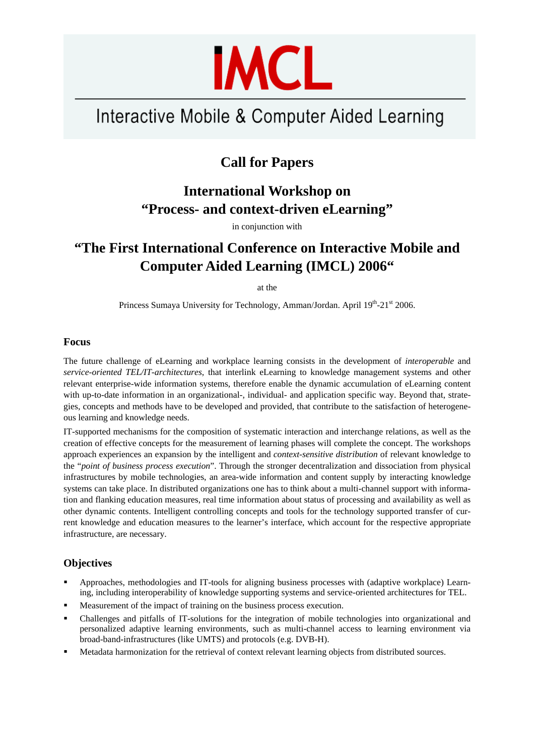# IMCL

## Interactive Mobile & Computer Aided Learning

## Call for Papers

## International Workshop on "Process- and context-driven eLearning"

in conjunction with

## "The First International Conference on Interactive Mobile and Computer Aided Learning (IMCL) 2006"

at the

Princess Sumaya University for Technology, Amman/Jordan. April 19th-21st 2006.

### Focus

The future challenge of eLearning and workplace learning consists in the development of *interoperable* and *service-oriented TEL/IT-architectures*, that interlink eLearning to knowledge management systems and other relevant enterprise-wide information systems, therefore enable the dynamic accumulation of eLearning content with up-to-date information in an organizational-, individual- and application specific way. Beyond that, strategies, concepts and methods have to be developed and provided, that contribute to the satisfaction of heterogeneous learning and knowledge needs.

IT-supported mechanisms for the composition of systematic interaction and interchange relations, as well as the creation of effective concepts for the measurement of learning phases will complete the concept. The workshops approach experiences an expansion by the intelligent and *context-sensitive distribution* of relevant knowledge to the "*point of business process execution*". Through the stronger decentralization and dissociation from physical infrastructures by mobile technologies, an area-wide information and content supply by interacting knowledge systems can take place. In distributed organizations one has to think about a multi-channel support with information and flanking education measures, real time information about status of processing and availability as well as other dynamic contents. Intelligent controlling concepts and tools for the technology supported transfer of current knowledge and education measures to the learner's interface, which account for the respective appropriate infrastructure, are necessary.

### Objectives

- Approaches, methodologies and IT-tools for aligning business processes with (adaptive workplace) Learning, including interoperability of knowledge supporting systems and service-oriented architectures for TEL.
- Measurement of the impact of training on the business process execution.
- Challenges and pitfalls of IT-solutions for the integration of mobile technologies into organizational and personalized adaptive learning environments, such as multi-channel access to learning environment via broad-band-infrastructures (like UMTS) and protocols (e.g. DVB-H).
- Metadata harmonization for the retrieval of context relevant learning objects from distributed sources.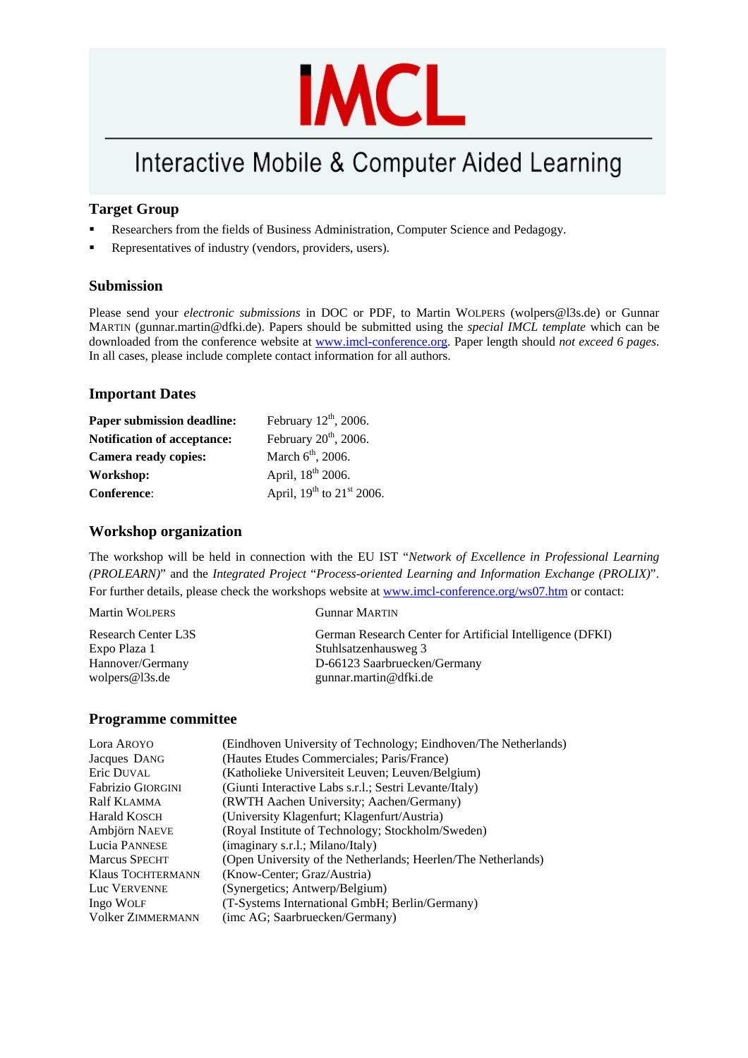# IMCL

## Interactive Mobile & Computer Aided Learning

### Target Group

- Researchers from the fields of Business Administration, Computer Science and Pedagogy.
- Representatives of industry (vendors, providers, users).

### Submission

Please send your *electronic submissions* in DOC or PDF, to Martin WOLPERS (wolpers@l3s.de) or Gunnar MARTIN (gunnar.martin@dfki.de). Papers should be submitted using the *special IMCL template* which can be downloaded from the conference website at www.imcl-conference.org. Paper length should *not exceed 6 pages*. In all cases, please include complete contact information for all authors.

### Important Dates

| | |
|---|---|
| **Paper submission deadline:** | February 12th, 2006. |
| **Notification of acceptance:** | February 20th, 2006. |
| **Camera ready copies:** | March 6th, 2006. |
| **Workshop:** | April, 18th 2006. |
| **Conference**: | April, 19th to 21st 2006. |

### Workshop organization

The workshop will be held in connection with the EU IST "*Network of Excellence in Professional Learning (PROLEARN)*" and the *Integrated Project* "*Process-oriented Learning and Information Exchange (PROLIX)*". For further details, please check the workshops website at www.imcl-conference.org/ws07.htm or contact:

Martin WOLPERS

Research Center L3S
Expo Plaza 1
Hannover/Germany
wolpers@l3s.de

Gunnar MARTIN

German Research Center for Artificial Intelligence (DFKI)
Stuhlsatzenhausweg 3
D-66123 Saarbruecken/Germany
gunnar.martin@dfki.de

### Programme committee

| | |
|---|---|
| Lora AROYO | (Eindhoven University of Technology; Eindhoven/The Netherlands) |
| Jacques DANG | (Hautes Etudes Commerciales; Paris/France) |
| Eric DUVAL | (Katholieke Universiteit Leuven; Leuven/Belgium) |
| Fabrizio GIORGINI | (Giunti Interactive Labs s.r.l.; Sestri Levante/Italy) |
| Ralf KLAMMA | (RWTH Aachen University; Aachen/Germany) |
| Harald KOSCH | (University Klagenfurt; Klagenfurt/Austria) |
| Ambjörn NAEVE | (Royal Institute of Technology; Stockholm/Sweden) |
| Lucia PANNESE | (imaginary s.r.l.; Milano/Italy) |
| Marcus SPECHT | (Open University of the Netherlands; Heerlen/The Netherlands) |
| Klaus TOCHTERMANN | (Know-Center; Graz/Austria) |
| Luc VERVENNE | (Synergetics; Antwerp/Belgium) |
| Ingo WOLF | (T-Systems International GmbH; Berlin/Germany) |
| Volker ZIMMERMANN | (imc AG; Saarbruecken/Germany) |